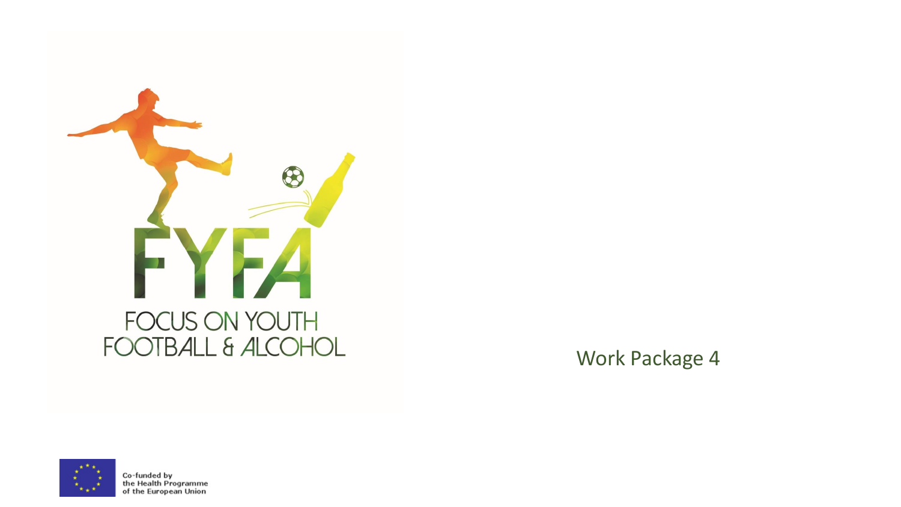# FYFA

## FOCUS ON YOUTH FOOTBALL & ALCOHOL

Work Package 4

Co-funded by the Health Programme of the European Union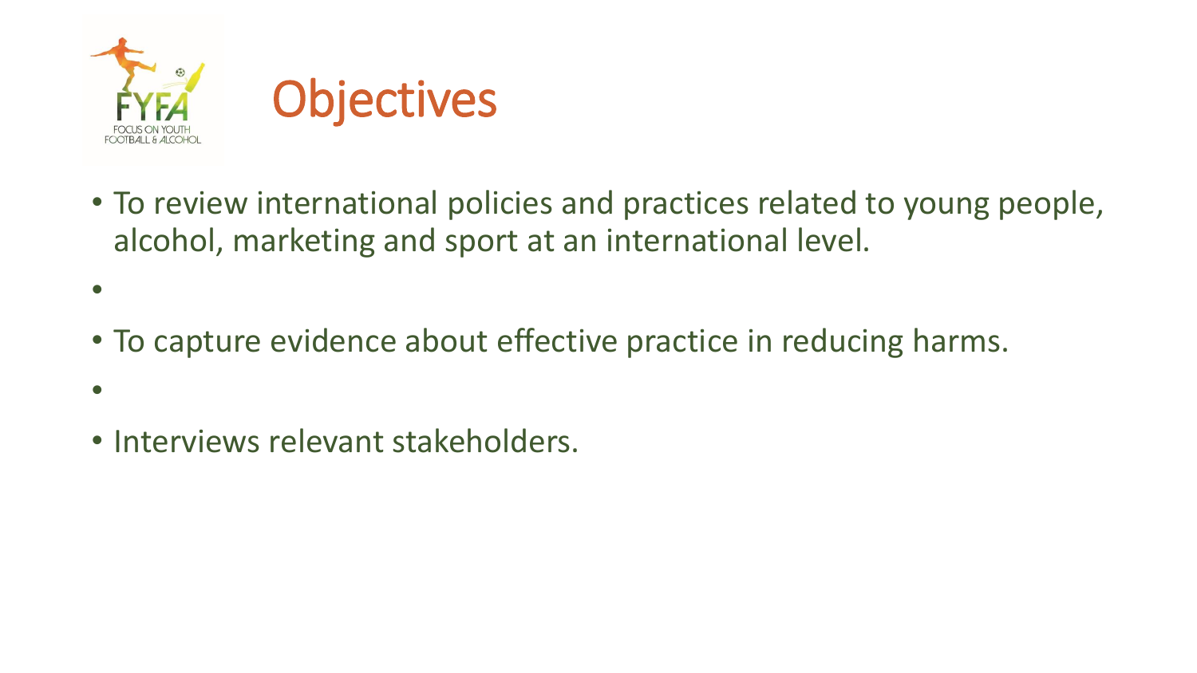# Objectives

- To review international policies and practices related to young people, alcohol, marketing and sport at an international level.
- To capture evidence about effective practice in reducing harms.
- Interviews relevant stakeholders.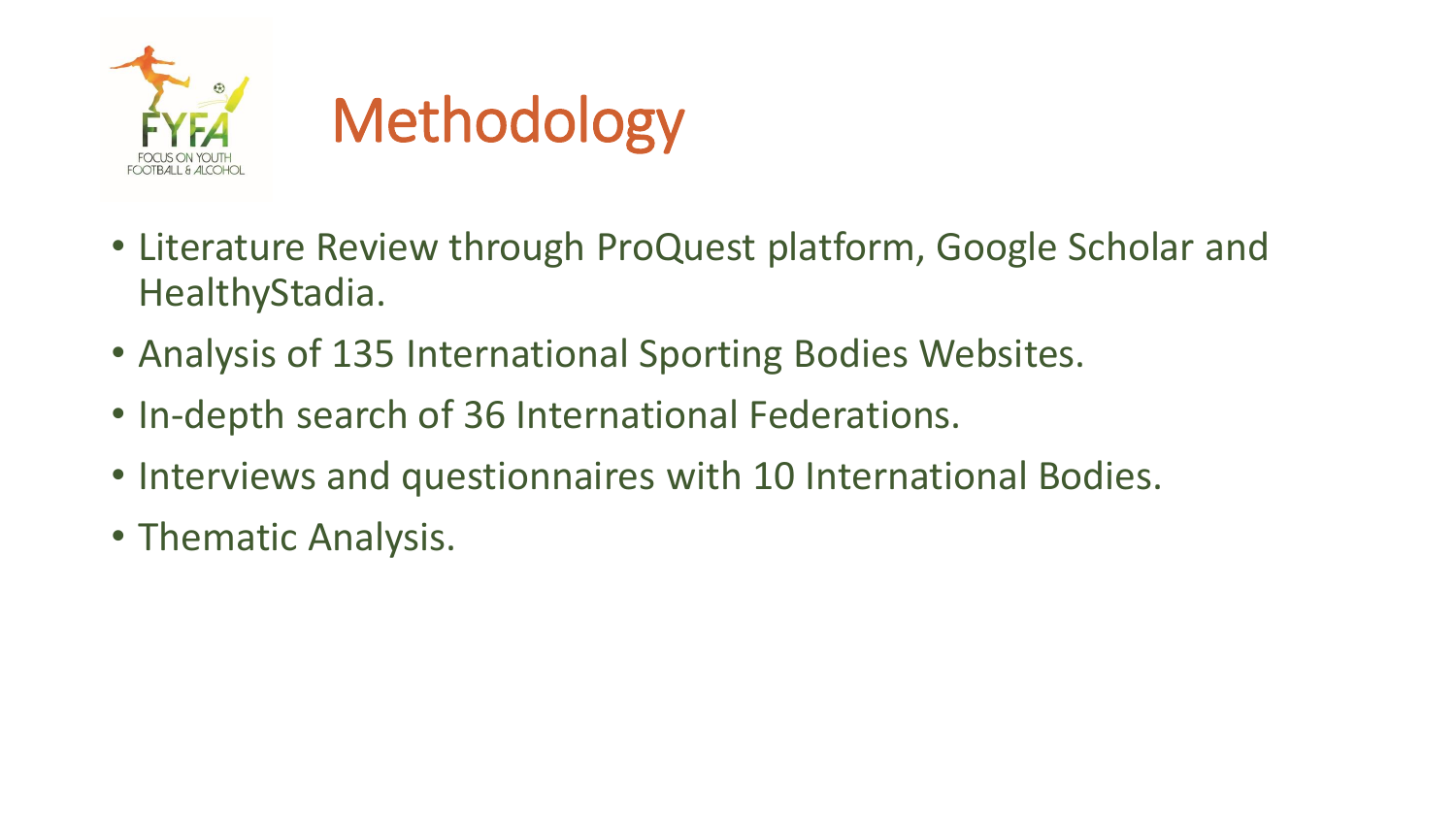# Methodology

- Literature Review through ProQuest platform, Google Scholar and HealthyStadia.
- Analysis of 135 International Sporting Bodies Websites.
- In-depth search of 36 International Federations.
- Interviews and questionnaires with 10 International Bodies.
- Thematic Analysis.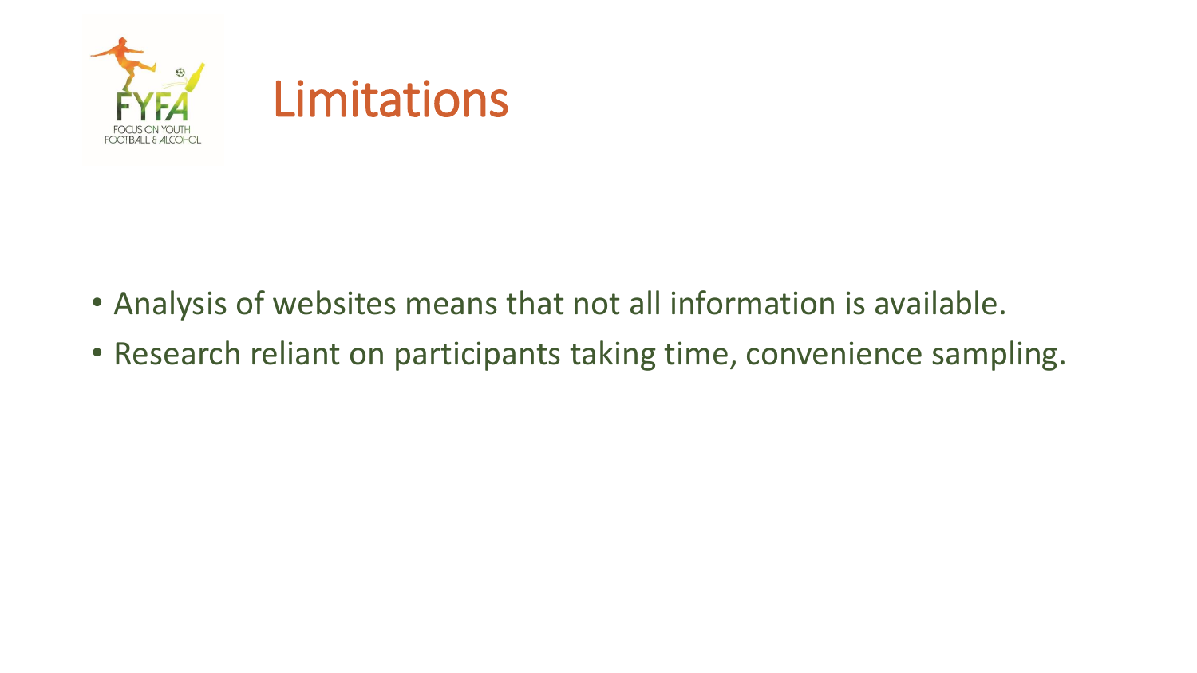# Limitations

- Analysis of websites means that not all information is available.
- Research reliant on participants taking time, convenience sampling.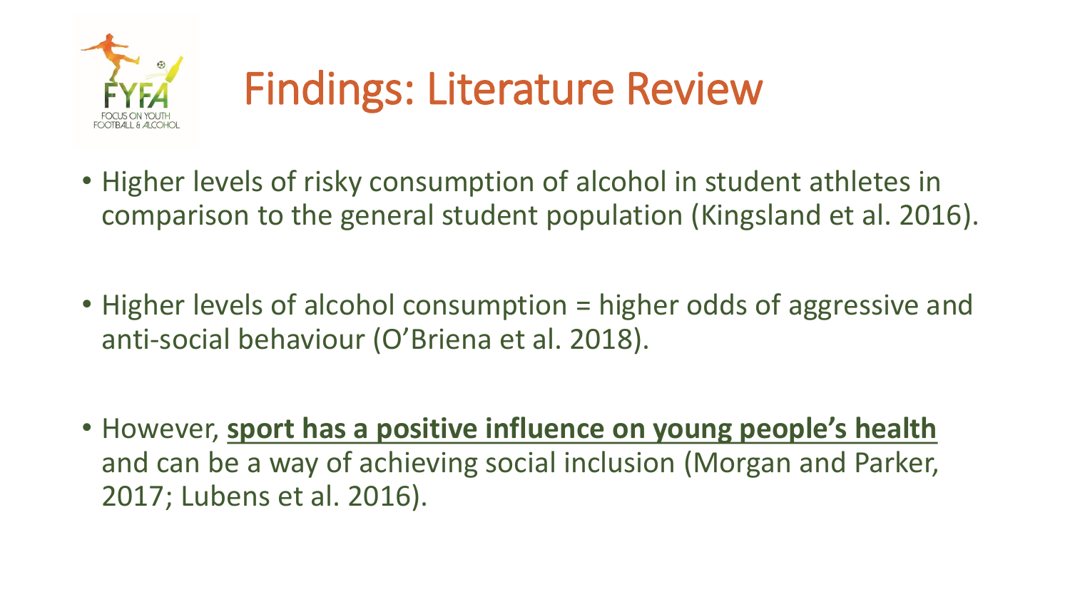# Findings: Literature Review

- Higher levels of risky consumption of alcohol in student athletes in comparison to the general student population (Kingsland et al. 2016).

- Higher levels of alcohol consumption = higher odds of aggressive and anti-social behaviour (O'Briena et al. 2018).

- However, **sport has a positive influence on young people's health** and can be a way of achieving social inclusion (Morgan and Parker, 2017; Lubens et al. 2016).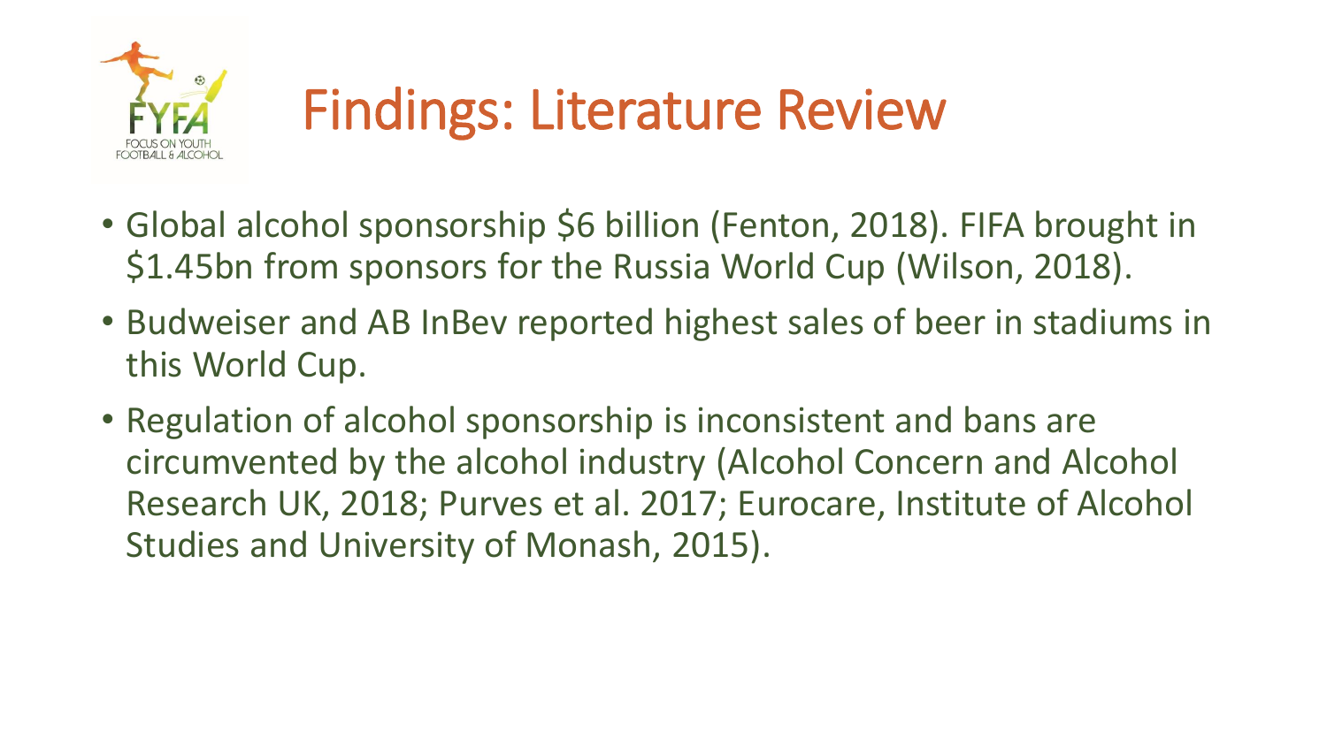# Findings: Literature Review

- Global alcohol sponsorship $6 billion (Fenton, 2018). FIFA brought in $1.45bn from sponsors for the Russia World Cup (Wilson, 2018).
- Budweiser and AB InBev reported highest sales of beer in stadiums in this World Cup.
- Regulation of alcohol sponsorship is inconsistent and bans are circumvented by the alcohol industry (Alcohol Concern and Alcohol Research UK, 2018; Purves et al. 2017; Eurocare, Institute of Alcohol Studies and University of Monash, 2015).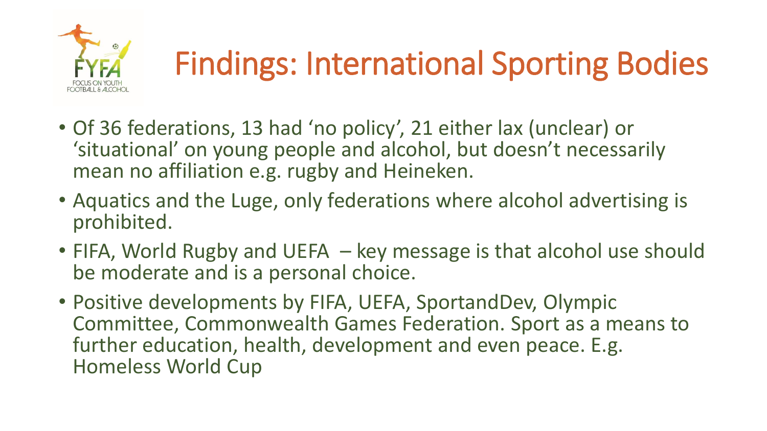# Findings: International Sporting Bodies

- Of 36 federations, 13 had 'no policy', 21 either lax (unclear) or 'situational' on young people and alcohol, but doesn't necessarily mean no affiliation e.g. rugby and Heineken.
- Aquatics and the Luge, only federations where alcohol advertising is prohibited.
- FIFA, World Rugby and UEFA – key message is that alcohol use should be moderate and is a personal choice.
- Positive developments by FIFA, UEFA, SportandDev, Olympic Committee, Commonwealth Games Federation. Sport as a means to further education, health, development and even peace. E.g. Homeless World Cup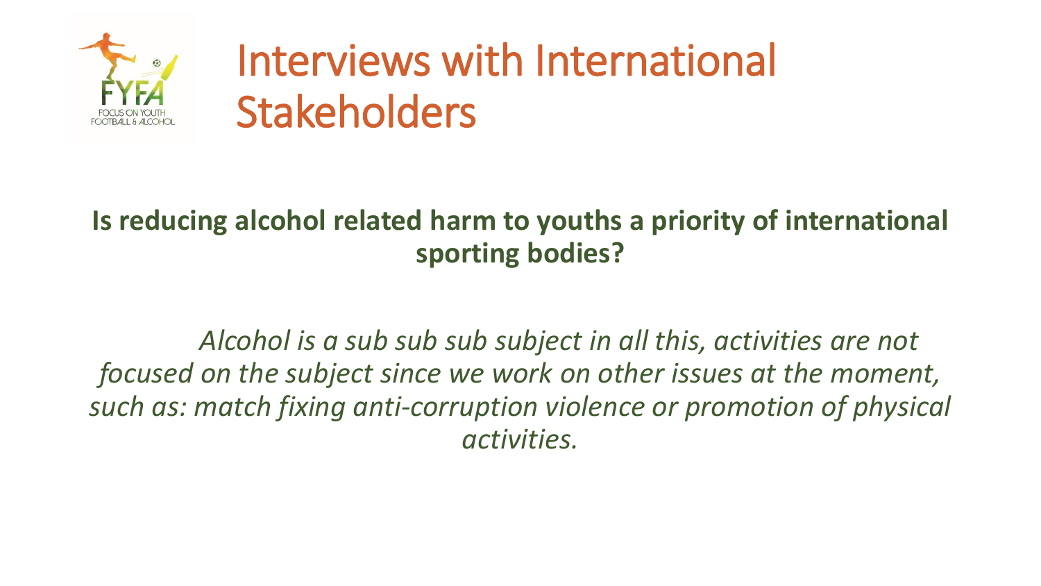# Interviews with International Stakeholders

**Is reducing alcohol related harm to youths a priority of international sporting bodies?**

*Alcohol is a sub sub sub subject in all this, activities are not focused on the subject since we work on other issues at the moment, such as: match fixing anti-corruption violence or promotion of physical activities.*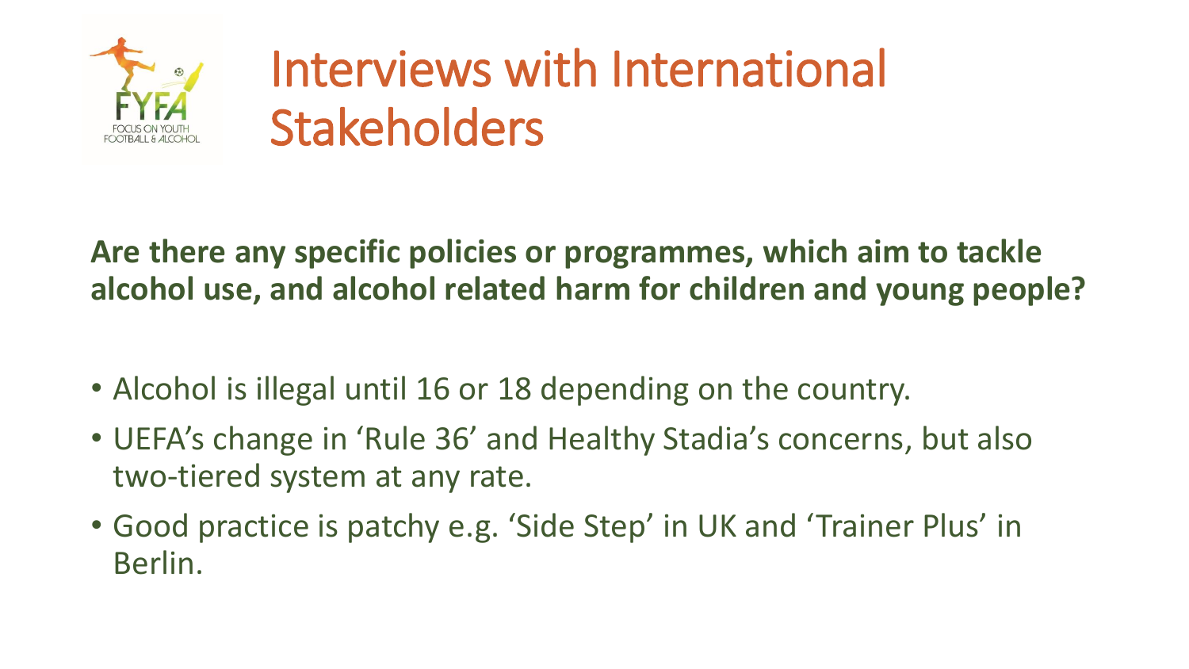# Interviews with International Stakeholders

**Are there any specific policies or programmes, which aim to tackle alcohol use, and alcohol related harm for children and young people?**

- Alcohol is illegal until 16 or 18 depending on the country.
- UEFA's change in 'Rule 36' and Healthy Stadia's concerns, but also two-tiered system at any rate.
- Good practice is patchy e.g. 'Side Step' in UK and 'Trainer Plus' in Berlin.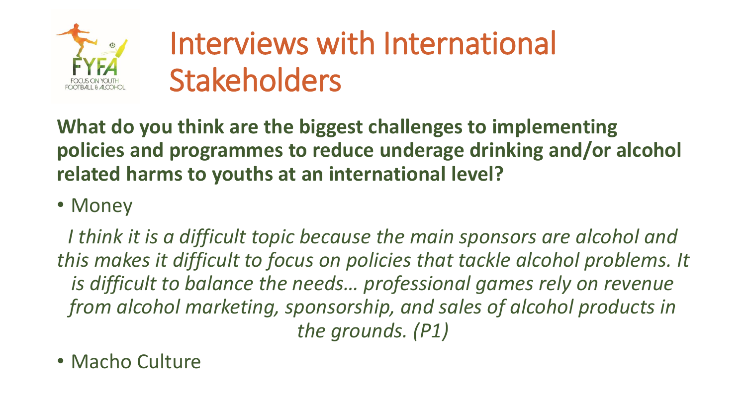# Interviews with International Stakeholders

**What do you think are the biggest challenges to implementing policies and programmes to reduce underage drinking and/or alcohol related harms to youths at an international level?**

- Money

*I think it is a difficult topic because the main sponsors are alcohol and this makes it difficult to focus on policies that tackle alcohol problems. It is difficult to balance the needs… professional games rely on revenue from alcohol marketing, sponsorship, and sales of alcohol products in the grounds. (P1)*

- Macho Culture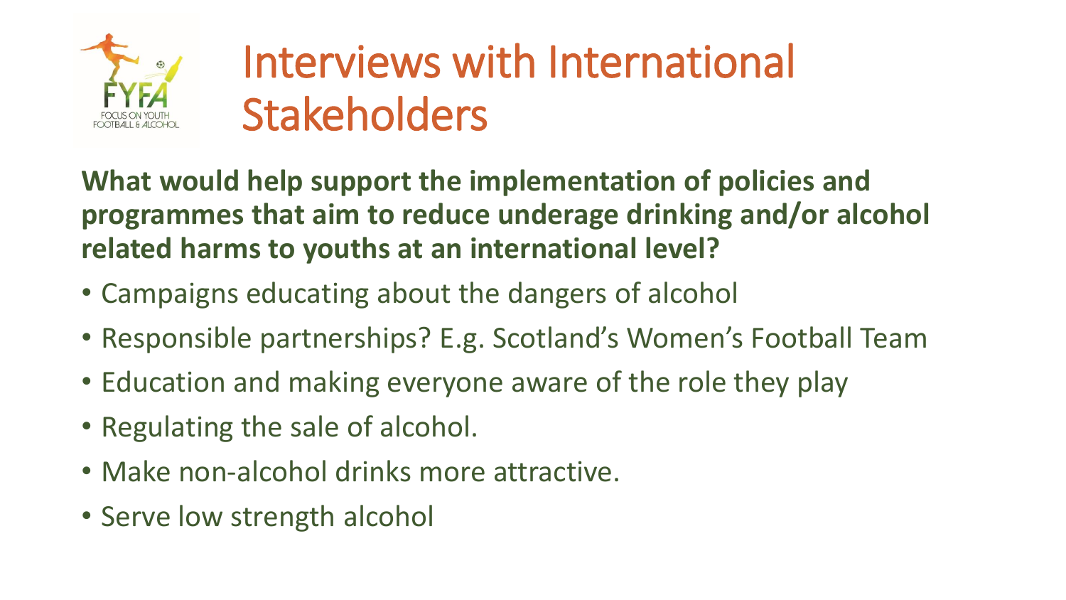# Interviews with International Stakeholders

**What would help support the implementation of policies and programmes that aim to reduce underage drinking and/or alcohol related harms to youths at an international level?**

- Campaigns educating about the dangers of alcohol
- Responsible partnerships? E.g. Scotland's Women's Football Team
- Education and making everyone aware of the role they play
- Regulating the sale of alcohol.
- Make non-alcohol drinks more attractive.
- Serve low strength alcohol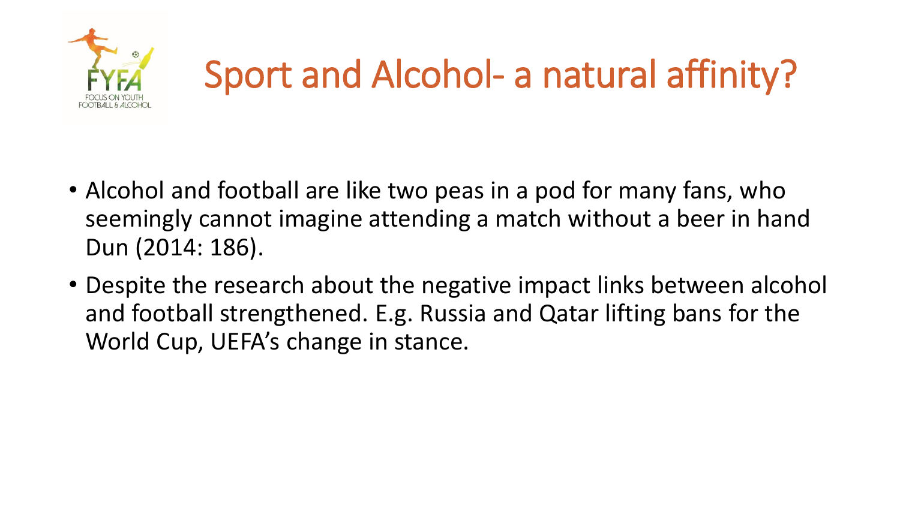# Sport and Alcohol- a natural affinity?

- Alcohol and football are like two peas in a pod for many fans, who seemingly cannot imagine attending a match without a beer in hand Dun (2014: 186).
- Despite the research about the negative impact links between alcohol and football strengthened. E.g. Russia and Qatar lifting bans for the World Cup, UEFA's change in stance.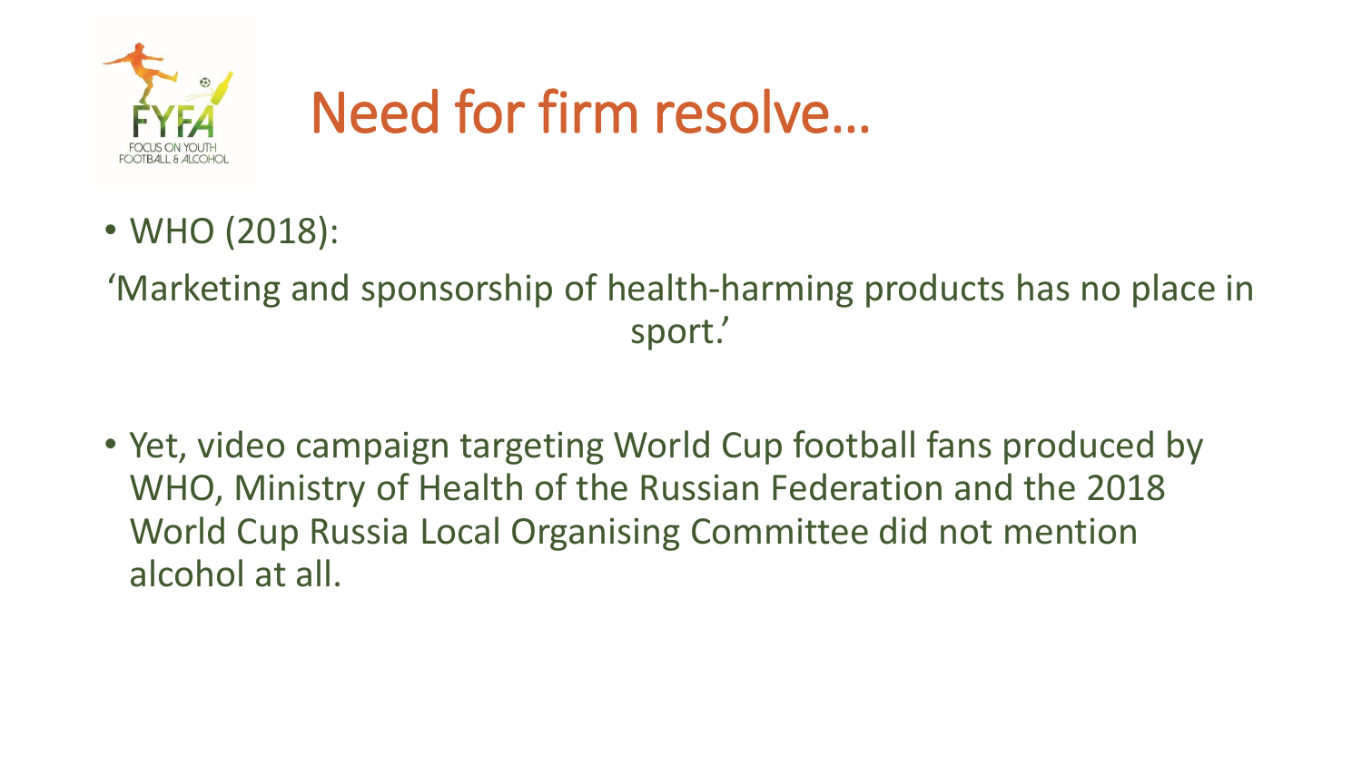# Need for firm resolve…

- WHO (2018):

'Marketing and sponsorship of health-harming products has no place in sport.'

- Yet, video campaign targeting World Cup football fans produced by WHO, Ministry of Health of the Russian Federation and the 2018 World Cup Russia Local Organising Committee did not mention alcohol at all.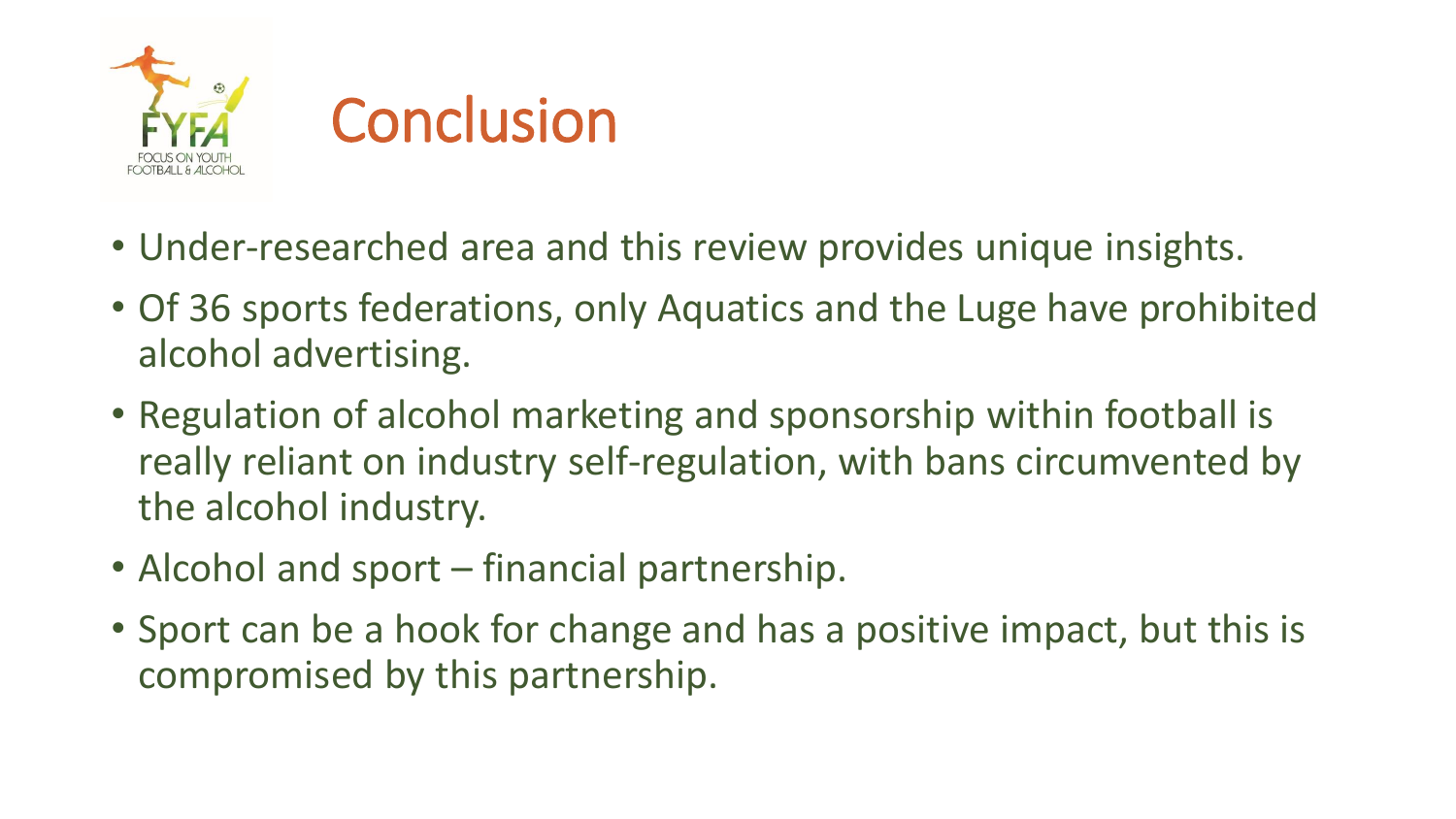# Conclusion

- Under-researched area and this review provides unique insights.
- Of 36 sports federations, only Aquatics and the Luge have prohibited alcohol advertising.
- Regulation of alcohol marketing and sponsorship within football is really reliant on industry self-regulation, with bans circumvented by the alcohol industry.
- Alcohol and sport – financial partnership.
- Sport can be a hook for change and has a positive impact, but this is compromised by this partnership.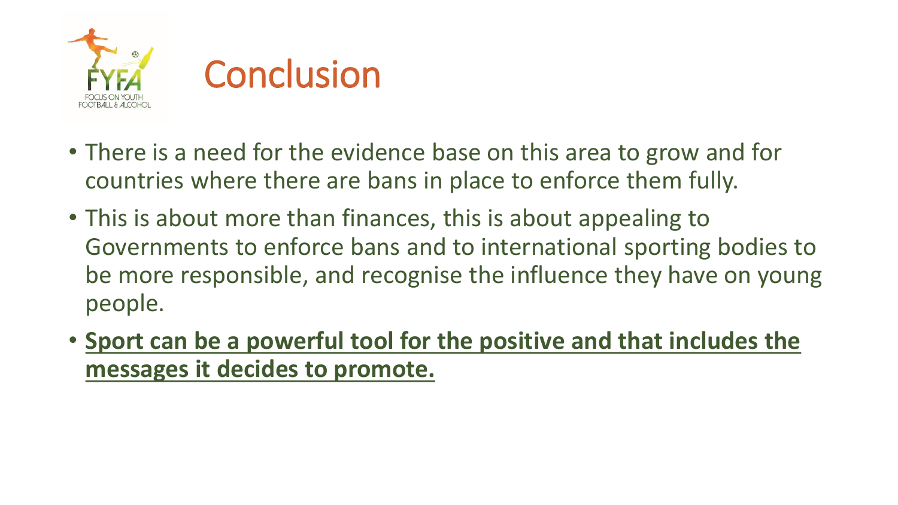# Conclusion

- There is a need for the evidence base on this area to grow and for countries where there are bans in place to enforce them fully.
- This is about more than finances, this is about appealing to Governments to enforce bans and to international sporting bodies to be more responsible, and recognise the influence they have on young people.
- **<u>Sport can be a powerful tool for the positive and that includes the messages it decides to promote.</u>**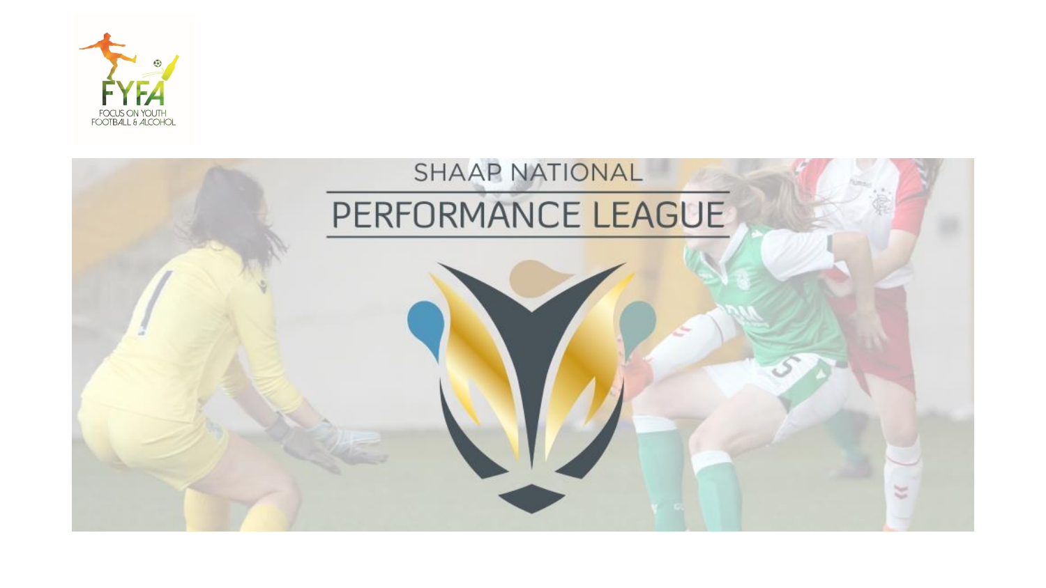FYFA

FOCUS ON YOUTH FOOTBALL & ALCOHOL

SHAAP NATIONAL

PERFORMANCE LEAGUE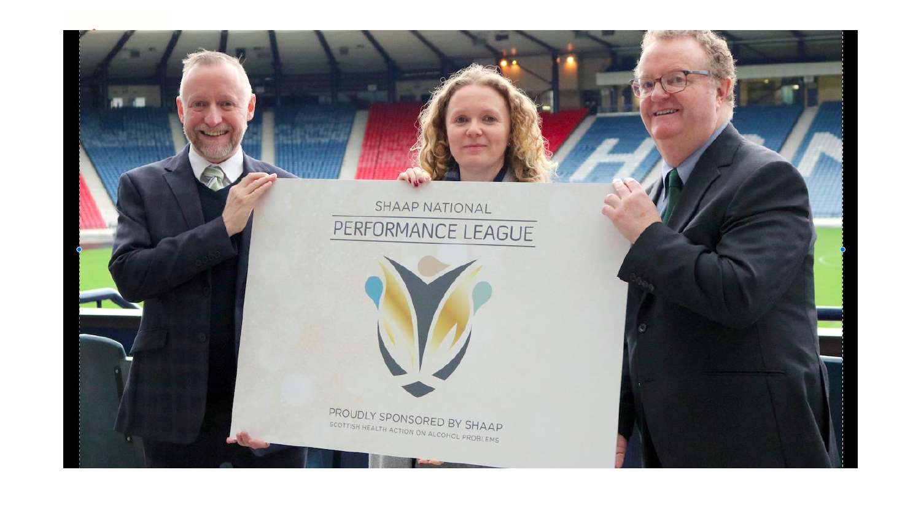SHAAP NATIONAL

PERFORMANCE LEAGUE

PROUDLY SPONSORED BY SHAAP

SCOTTISH HEALTH ACTION ON ALCOHOL PROBLEMS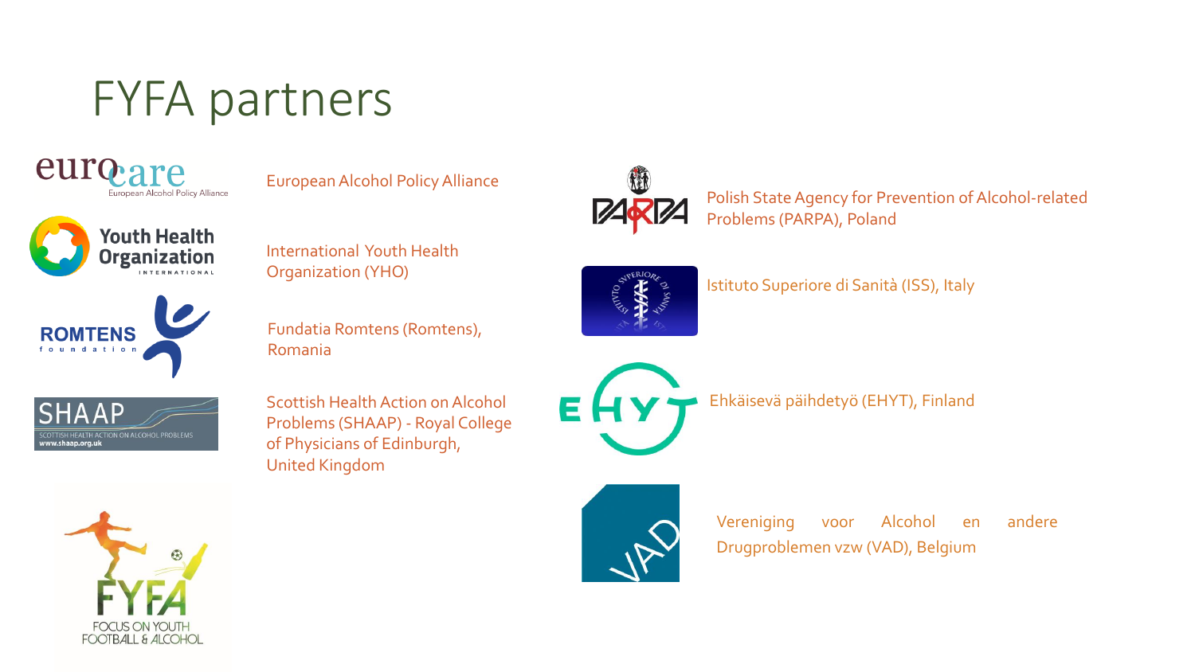# FYFA partners

- European Alcohol Policy Alliance
- International Youth Health Organization (YHO)
- Fundatia Romtens (Romtens), Romania
- Scottish Health Action on Alcohol Problems (SHAAP) - Royal College of Physicians of Edinburgh, United Kingdom
- Polish State Agency for Prevention of Alcohol-related Problems (PARPA), Poland
- Istituto Superiore di Sanità (ISS), Italy
- Ehkäisevä päihdetyö (EHYT), Finland
- Vereniging voor Alcohol en andere Drugproblemen vzw (VAD), Belgium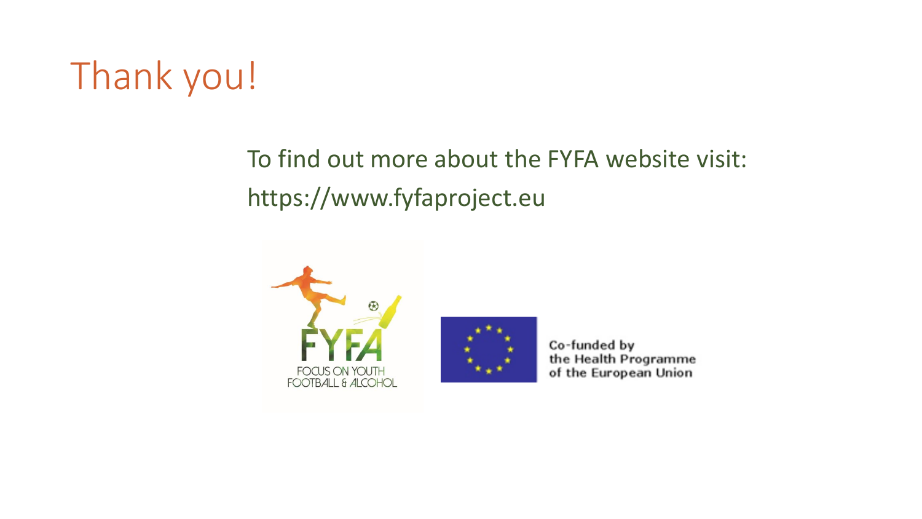# Thank you!

To find out more about the FYFA website visit:

https://www.fyfaproject.eu

FYFA

FOCUS ON YOUTH FOOTBALL & ALCOHOL

Co-funded by the Health Programme of the European Union